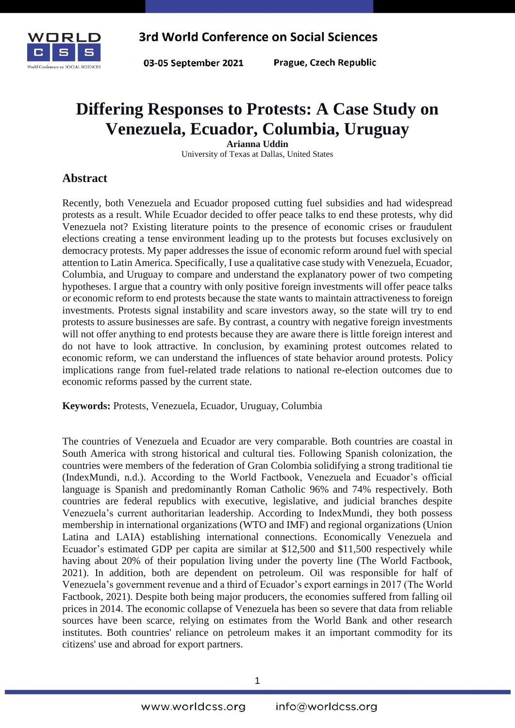# Differing Responses to Protests: A Case Study on Venezuela, Ecuador, Columbia, Uruguay

**Arianna Uddin**
University of Texas at Dallas, United States

## Abstract

Recently, both Venezuela and Ecuador proposed cutting fuel subsidies and had widespread protests as a result. While Ecuador decided to offer peace talks to end these protests, why did Venezuela not? Existing literature points to the presence of economic crises or fraudulent elections creating a tense environment leading up to the protests but focuses exclusively on democracy protests. My paper addresses the issue of economic reform around fuel with special attention to Latin America. Specifically, I use a qualitative case study with Venezuela, Ecuador, Columbia, and Uruguay to compare and understand the explanatory power of two competing hypotheses. I argue that a country with only positive foreign investments will offer peace talks or economic reform to end protests because the state wants to maintain attractiveness to foreign investments. Protests signal instability and scare investors away, so the state will try to end protests to assure businesses are safe. By contrast, a country with negative foreign investments will not offer anything to end protests because they are aware there is little foreign interest and do not have to look attractive. In conclusion, by examining protest outcomes related to economic reform, we can understand the influences of state behavior around protests. Policy implications range from fuel-related trade relations to national re-election outcomes due to economic reforms passed by the current state.

**Keywords:** Protests, Venezuela, Ecuador, Uruguay, Columbia

The countries of Venezuela and Ecuador are very comparable. Both countries are coastal in South America with strong historical and cultural ties. Following Spanish colonization, the countries were members of the federation of Gran Colombia solidifying a strong traditional tie (IndexMundi, n.d.). According to the World Factbook, Venezuela and Ecuador's official language is Spanish and predominantly Roman Catholic 96% and 74% respectively. Both countries are federal republics with executive, legislative, and judicial branches despite Venezuela's current authoritarian leadership. According to IndexMundi, they both possess membership in international organizations (WTO and IMF) and regional organizations (Union Latina and LAIA) establishing international connections. Economically Venezuela and Ecuador's estimated GDP per capita are similar at $12,500 and $11,500 respectively while having about 20% of their population living under the poverty line (The World Factbook, 2021). In addition, both are dependent on petroleum. Oil was responsible for half of Venezuela's government revenue and a third of Ecuador's export earnings in 2017 (The World Factbook, 2021). Despite both being major producers, the economies suffered from falling oil prices in 2014. The economic collapse of Venezuela has been so severe that data from reliable sources have been scarce, relying on estimates from the World Bank and other research institutes. Both countries' reliance on petroleum makes it an important commodity for its citizens' use and abroad for export partners.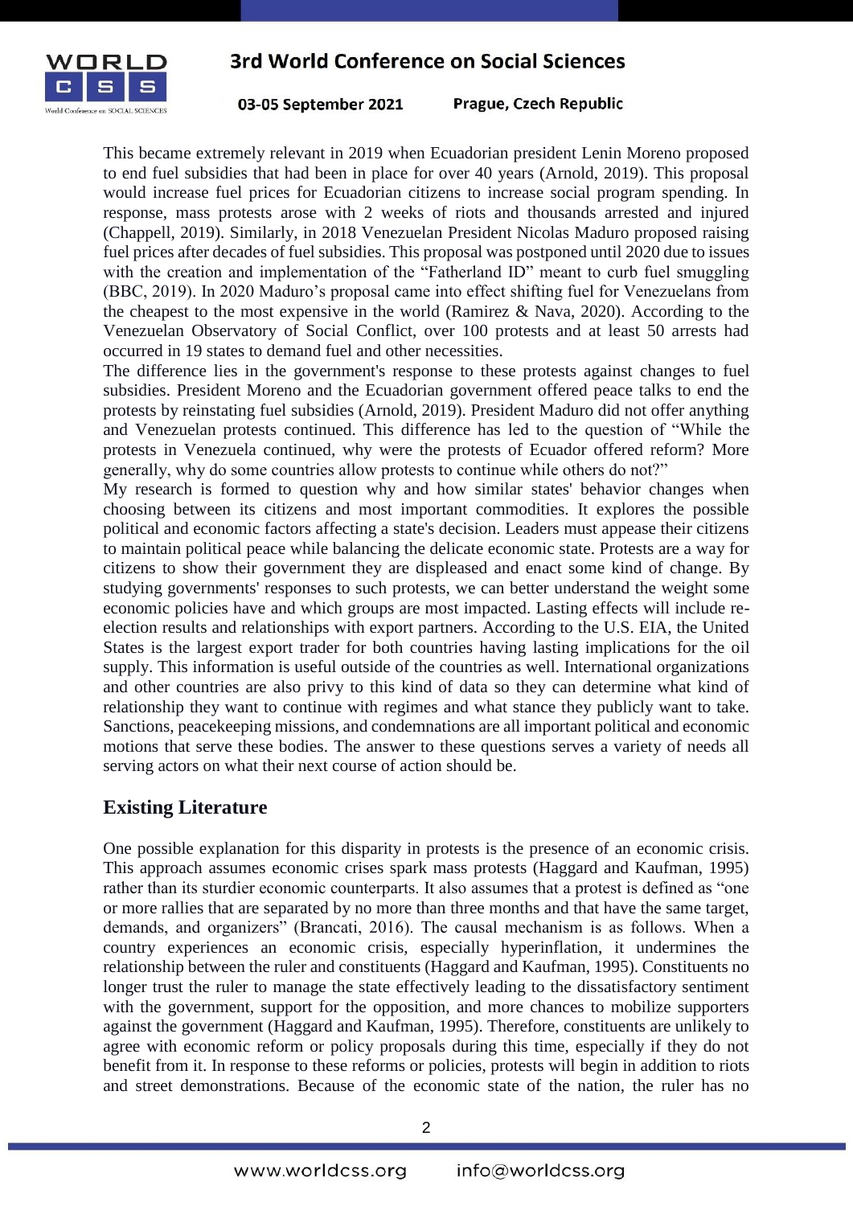This became extremely relevant in 2019 when Ecuadorian president Lenin Moreno proposed to end fuel subsidies that had been in place for over 40 years (Arnold, 2019). This proposal would increase fuel prices for Ecuadorian citizens to increase social program spending. In response, mass protests arose with 2 weeks of riots and thousands arrested and injured (Chappell, 2019). Similarly, in 2018 Venezuelan President Nicolas Maduro proposed raising fuel prices after decades of fuel subsidies. This proposal was postponed until 2020 due to issues with the creation and implementation of the "Fatherland ID" meant to curb fuel smuggling (BBC, 2019). In 2020 Maduro's proposal came into effect shifting fuel for Venezuelans from the cheapest to the most expensive in the world (Ramirez & Nava, 2020). According to the Venezuelan Observatory of Social Conflict, over 100 protests and at least 50 arrests had occurred in 19 states to demand fuel and other necessities.

The difference lies in the government's response to these protests against changes to fuel subsidies. President Moreno and the Ecuadorian government offered peace talks to end the protests by reinstating fuel subsidies (Arnold, 2019). President Maduro did not offer anything and Venezuelan protests continued. This difference has led to the question of "While the protests in Venezuela continued, why were the protests of Ecuador offered reform? More generally, why do some countries allow protests to continue while others do not?"

My research is formed to question why and how similar states' behavior changes when choosing between its citizens and most important commodities. It explores the possible political and economic factors affecting a state's decision. Leaders must appease their citizens to maintain political peace while balancing the delicate economic state. Protests are a way for citizens to show their government they are displeased and enact some kind of change. By studying governments' responses to such protests, we can better understand the weight some economic policies have and which groups are most impacted. Lasting effects will include re-election results and relationships with export partners. According to the U.S. EIA, the United States is the largest export trader for both countries having lasting implications for the oil supply. This information is useful outside of the countries as well. International organizations and other countries are also privy to this kind of data so they can determine what kind of relationship they want to continue with regimes and what stance they publicly want to take. Sanctions, peacekeeping missions, and condemnations are all important political and economic motions that serve these bodies. The answer to these questions serves a variety of needs all serving actors on what their next course of action should be.

## Existing Literature

One possible explanation for this disparity in protests is the presence of an economic crisis. This approach assumes economic crises spark mass protests (Haggard and Kaufman, 1995) rather than its sturdier economic counterparts. It also assumes that a protest is defined as "one or more rallies that are separated by no more than three months and that have the same target, demands, and organizers" (Brancati, 2016). The causal mechanism is as follows. When a country experiences an economic crisis, especially hyperinflation, it undermines the relationship between the ruler and constituents (Haggard and Kaufman, 1995). Constituents no longer trust the ruler to manage the state effectively leading to the dissatisfactory sentiment with the government, support for the opposition, and more chances to mobilize supporters against the government (Haggard and Kaufman, 1995). Therefore, constituents are unlikely to agree with economic reform or policy proposals during this time, especially if they do not benefit from it. In response to these reforms or policies, protests will begin in addition to riots and street demonstrations. Because of the economic state of the nation, the ruler has no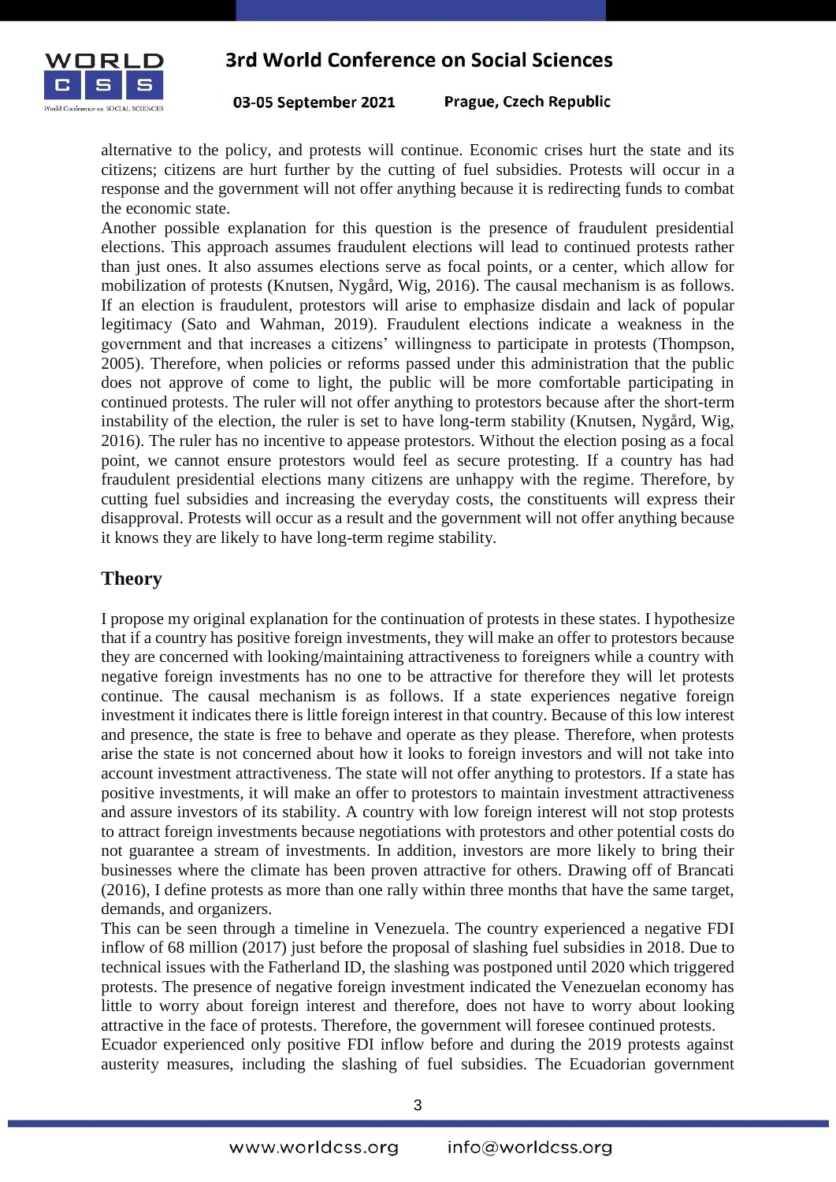alternative to the policy, and protests will continue. Economic crises hurt the state and its citizens; citizens are hurt further by the cutting of fuel subsidies. Protests will occur in a response and the government will not offer anything because it is redirecting funds to combat the economic state.

Another possible explanation for this question is the presence of fraudulent presidential elections. This approach assumes fraudulent elections will lead to continued protests rather than just ones. It also assumes elections serve as focal points, or a center, which allow for mobilization of protests (Knutsen, Nygård, Wig, 2016). The causal mechanism is as follows. If an election is fraudulent, protestors will arise to emphasize disdain and lack of popular legitimacy (Sato and Wahman, 2019). Fraudulent elections indicate a weakness in the government and that increases a citizens' willingness to participate in protests (Thompson, 2005). Therefore, when policies or reforms passed under this administration that the public does not approve of come to light, the public will be more comfortable participating in continued protests. The ruler will not offer anything to protestors because after the short-term instability of the election, the ruler is set to have long-term stability (Knutsen, Nygård, Wig, 2016). The ruler has no incentive to appease protestors. Without the election posing as a focal point, we cannot ensure protestors would feel as secure protesting. If a country has had fraudulent presidential elections many citizens are unhappy with the regime. Therefore, by cutting fuel subsidies and increasing the everyday costs, the constituents will express their disapproval. Protests will occur as a result and the government will not offer anything because it knows they are likely to have long-term regime stability.

## Theory

I propose my original explanation for the continuation of protests in these states. I hypothesize that if a country has positive foreign investments, they will make an offer to protestors because they are concerned with looking/maintaining attractiveness to foreigners while a country with negative foreign investments has no one to be attractive for therefore they will let protests continue. The causal mechanism is as follows. If a state experiences negative foreign investment it indicates there is little foreign interest in that country. Because of this low interest and presence, the state is free to behave and operate as they please. Therefore, when protests arise the state is not concerned about how it looks to foreign investors and will not take into account investment attractiveness. The state will not offer anything to protestors. If a state has positive investments, it will make an offer to protestors to maintain investment attractiveness and assure investors of its stability. A country with low foreign interest will not stop protests to attract foreign investments because negotiations with protestors and other potential costs do not guarantee a stream of investments. In addition, investors are more likely to bring their businesses where the climate has been proven attractive for others. Drawing off of Brancati (2016), I define protests as more than one rally within three months that have the same target, demands, and organizers.

This can be seen through a timeline in Venezuela. The country experienced a negative FDI inflow of 68 million (2017) just before the proposal of slashing fuel subsidies in 2018. Due to technical issues with the Fatherland ID, the slashing was postponed until 2020 which triggered protests. The presence of negative foreign investment indicated the Venezuelan economy has little to worry about foreign interest and therefore, does not have to worry about looking attractive in the face of protests. Therefore, the government will foresee continued protests.

Ecuador experienced only positive FDI inflow before and during the 2019 protests against austerity measures, including the slashing of fuel subsidies. The Ecuadorian government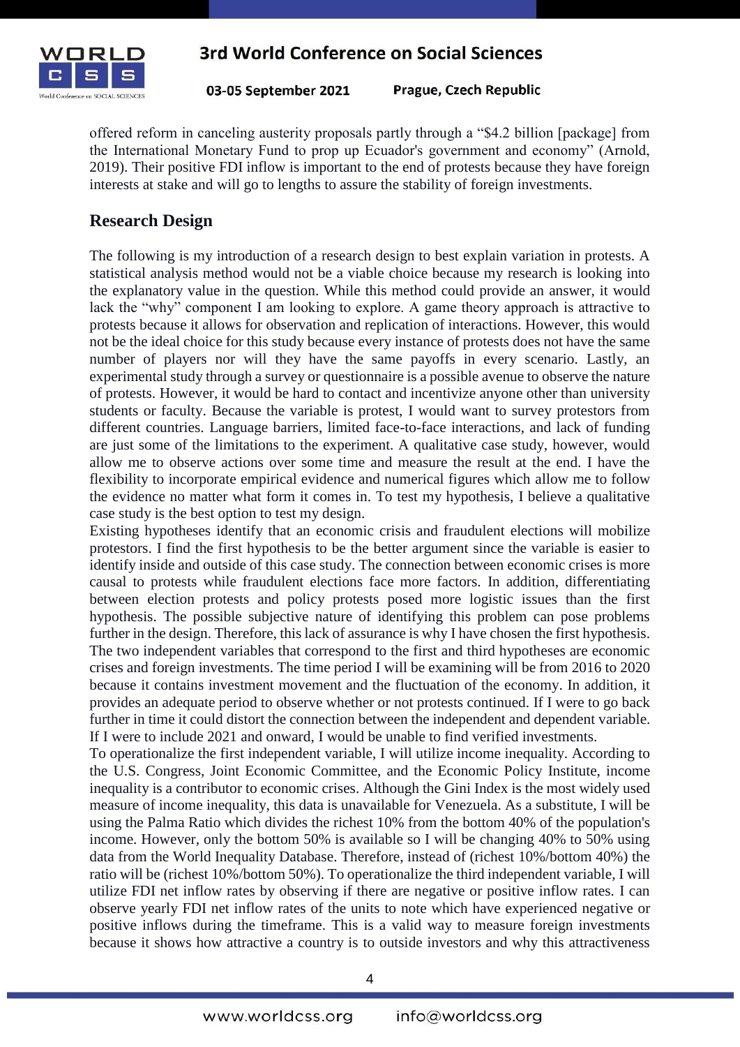offered reform in canceling austerity proposals partly through a "$4.2 billion [package] from the International Monetary Fund to prop up Ecuador's government and economy" (Arnold, 2019). Their positive FDI inflow is important to the end of protests because they have foreign interests at stake and will go to lengths to assure the stability of foreign investments.

## Research Design

The following is my introduction of a research design to best explain variation in protests. A statistical analysis method would not be a viable choice because my research is looking into the explanatory value in the question. While this method could provide an answer, it would lack the "why" component I am looking to explore. A game theory approach is attractive to protests because it allows for observation and replication of interactions. However, this would not be the ideal choice for this study because every instance of protests does not have the same number of players nor will they have the same payoffs in every scenario. Lastly, an experimental study through a survey or questionnaire is a possible avenue to observe the nature of protests. However, it would be hard to contact and incentivize anyone other than university students or faculty. Because the variable is protest, I would want to survey protestors from different countries. Language barriers, limited face-to-face interactions, and lack of funding are just some of the limitations to the experiment. A qualitative case study, however, would allow me to observe actions over some time and measure the result at the end. I have the flexibility to incorporate empirical evidence and numerical figures which allow me to follow the evidence no matter what form it comes in. To test my hypothesis, I believe a qualitative case study is the best option to test my design.

Existing hypotheses identify that an economic crisis and fraudulent elections will mobilize protestors. I find the first hypothesis to be the better argument since the variable is easier to identify inside and outside of this case study. The connection between economic crises is more causal to protests while fraudulent elections face more factors. In addition, differentiating between election protests and policy protests posed more logistic issues than the first hypothesis. The possible subjective nature of identifying this problem can pose problems further in the design. Therefore, this lack of assurance is why I have chosen the first hypothesis. The two independent variables that correspond to the first and third hypotheses are economic crises and foreign investments. The time period I will be examining will be from 2016 to 2020 because it contains investment movement and the fluctuation of the economy. In addition, it provides an adequate period to observe whether or not protests continued. If I were to go back further in time it could distort the connection between the independent and dependent variable. If I were to include 2021 and onward, I would be unable to find verified investments.

To operationalize the first independent variable, I will utilize income inequality. According to the U.S. Congress, Joint Economic Committee, and the Economic Policy Institute, income inequality is a contributor to economic crises. Although the Gini Index is the most widely used measure of income inequality, this data is unavailable for Venezuela. As a substitute, I will be using the Palma Ratio which divides the richest 10% from the bottom 40% of the population's income. However, only the bottom 50% is available so I will be changing 40% to 50% using data from the World Inequality Database. Therefore, instead of (richest 10%/bottom 40%) the ratio will be (richest 10%/bottom 50%). To operationalize the third independent variable, I will utilize FDI net inflow rates by observing if there are negative or positive inflow rates. I can observe yearly FDI net inflow rates of the units to note which have experienced negative or positive inflows during the timeframe. This is a valid way to measure foreign investments because it shows how attractive a country is to outside investors and why this attractiveness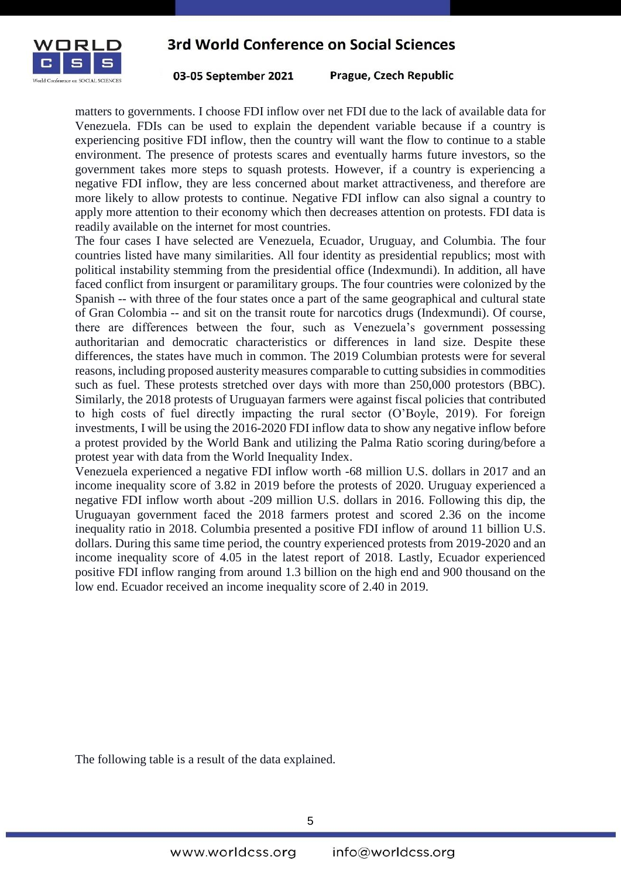matters to governments. I choose FDI inflow over net FDI due to the lack of available data for Venezuela. FDIs can be used to explain the dependent variable because if a country is experiencing positive FDI inflow, then the country will want the flow to continue to a stable environment. The presence of protests scares and eventually harms future investors, so the government takes more steps to squash protests. However, if a country is experiencing a negative FDI inflow, they are less concerned about market attractiveness, and therefore are more likely to allow protests to continue. Negative FDI inflow can also signal a country to apply more attention to their economy which then decreases attention on protests. FDI data is readily available on the internet for most countries.

The four cases I have selected are Venezuela, Ecuador, Uruguay, and Columbia. The four countries listed have many similarities. All four identity as presidential republics; most with political instability stemming from the presidential office (Indexmundi). In addition, all have faced conflict from insurgent or paramilitary groups. The four countries were colonized by the Spanish -- with three of the four states once a part of the same geographical and cultural state of Gran Colombia -- and sit on the transit route for narcotics drugs (Indexmundi). Of course, there are differences between the four, such as Venezuela's government possessing authoritarian and democratic characteristics or differences in land size. Despite these differences, the states have much in common. The 2019 Columbian protests were for several reasons, including proposed austerity measures comparable to cutting subsidies in commodities such as fuel. These protests stretched over days with more than 250,000 protestors (BBC). Similarly, the 2018 protests of Uruguayan farmers were against fiscal policies that contributed to high costs of fuel directly impacting the rural sector (O'Boyle, 2019). For foreign investments, I will be using the 2016-2020 FDI inflow data to show any negative inflow before a protest provided by the World Bank and utilizing the Palma Ratio scoring during/before a protest year with data from the World Inequality Index.

Venezuela experienced a negative FDI inflow worth -68 million U.S. dollars in 2017 and an income inequality score of 3.82 in 2019 before the protests of 2020. Uruguay experienced a negative FDI inflow worth about -209 million U.S. dollars in 2016. Following this dip, the Uruguayan government faced the 2018 farmers protest and scored 2.36 on the income inequality ratio in 2018. Columbia presented a positive FDI inflow of around 11 billion U.S. dollars. During this same time period, the country experienced protests from 2019-2020 and an income inequality score of 4.05 in the latest report of 2018. Lastly, Ecuador experienced positive FDI inflow ranging from around 1.3 billion on the high end and 900 thousand on the low end. Ecuador received an income inequality score of 2.40 in 2019.

The following table is a result of the data explained.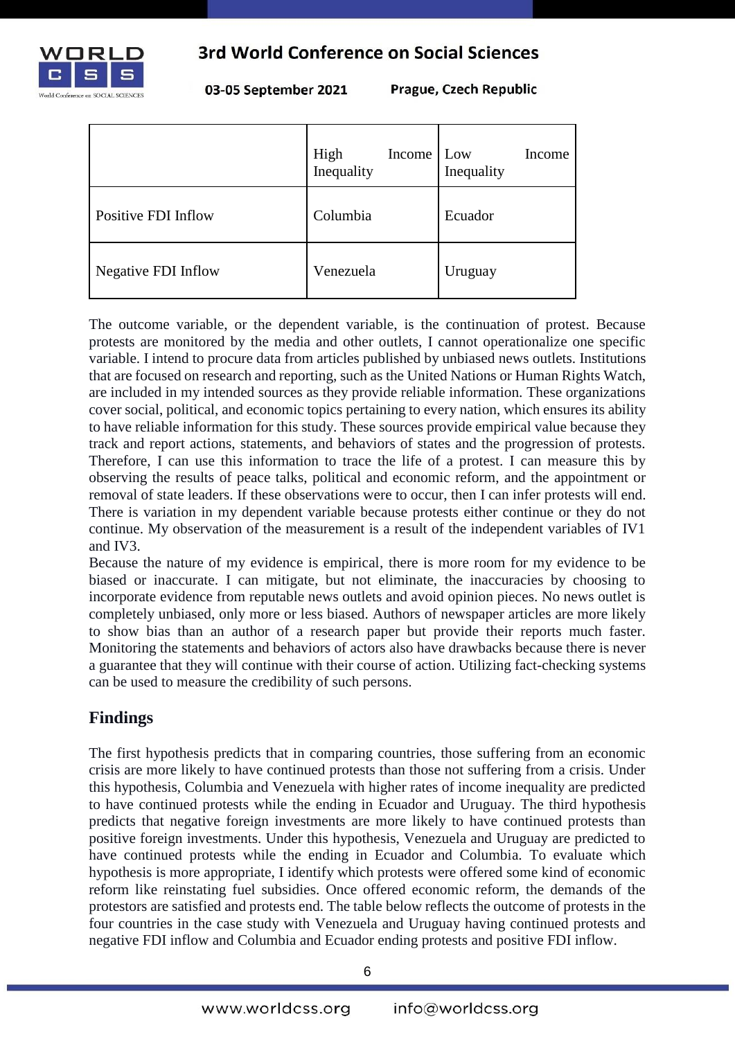| | High Income Inequality | Low Income Inequality |
|---|---|---|
| Positive FDI Inflow | Columbia | Ecuador |
| Negative FDI Inflow | Venezuela | Uruguay |

The outcome variable, or the dependent variable, is the continuation of protest. Because protests are monitored by the media and other outlets, I cannot operationalize one specific variable. I intend to procure data from articles published by unbiased news outlets. Institutions that are focused on research and reporting, such as the United Nations or Human Rights Watch, are included in my intended sources as they provide reliable information. These organizations cover social, political, and economic topics pertaining to every nation, which ensures its ability to have reliable information for this study. These sources provide empirical value because they track and report actions, statements, and behaviors of states and the progression of protests. Therefore, I can use this information to trace the life of a protest. I can measure this by observing the results of peace talks, political and economic reform, and the appointment or removal of state leaders. If these observations were to occur, then I can infer protests will end. There is variation in my dependent variable because protests either continue or they do not continue. My observation of the measurement is a result of the independent variables of IV1 and IV3.

Because the nature of my evidence is empirical, there is more room for my evidence to be biased or inaccurate. I can mitigate, but not eliminate, the inaccuracies by choosing to incorporate evidence from reputable news outlets and avoid opinion pieces. No news outlet is completely unbiased, only more or less biased. Authors of newspaper articles are more likely to show bias than an author of a research paper but provide their reports much faster. Monitoring the statements and behaviors of actors also have drawbacks because there is never a guarantee that they will continue with their course of action. Utilizing fact-checking systems can be used to measure the credibility of such persons.

## Findings

The first hypothesis predicts that in comparing countries, those suffering from an economic crisis are more likely to have continued protests than those not suffering from a crisis. Under this hypothesis, Columbia and Venezuela with higher rates of income inequality are predicted to have continued protests while the ending in Ecuador and Uruguay. The third hypothesis predicts that negative foreign investments are more likely to have continued protests than positive foreign investments. Under this hypothesis, Venezuela and Uruguay are predicted to have continued protests while the ending in Ecuador and Columbia. To evaluate which hypothesis is more appropriate, I identify which protests were offered some kind of economic reform like reinstating fuel subsidies. Once offered economic reform, the demands of the protestors are satisfied and protests end. The table below reflects the outcome of protests in the four countries in the case study with Venezuela and Uruguay having continued protests and negative FDI inflow and Columbia and Ecuador ending protests and positive FDI inflow.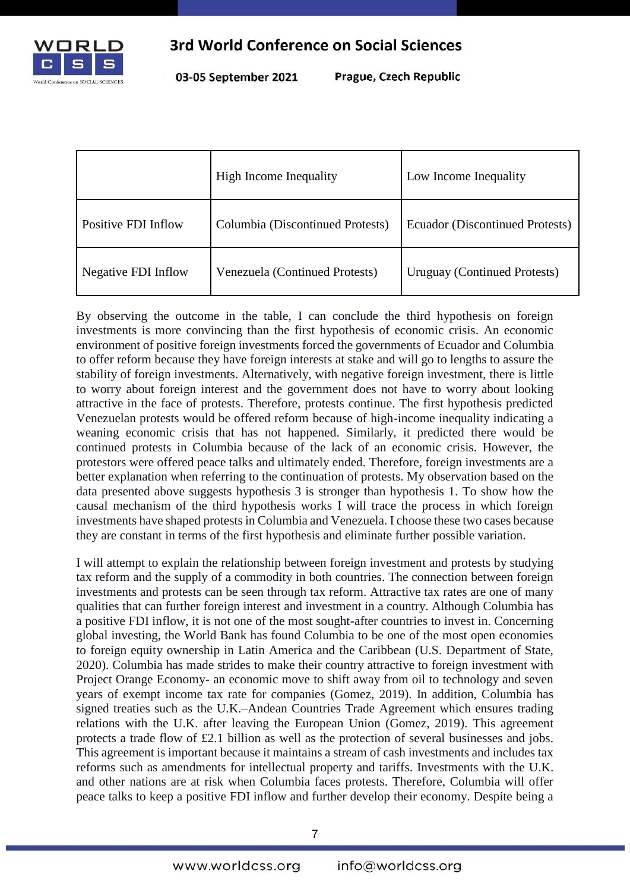| | High Income Inequality | Low Income Inequality |
|---|---|---|
| Positive FDI Inflow | Columbia (Discontinued Protests) | Ecuador (Discontinued Protests) |
| Negative FDI Inflow | Venezuela (Continued Protests) | Uruguay (Continued Protests) |

By observing the outcome in the table, I can conclude the third hypothesis on foreign investments is more convincing than the first hypothesis of economic crisis. An economic environment of positive foreign investments forced the governments of Ecuador and Columbia to offer reform because they have foreign interests at stake and will go to lengths to assure the stability of foreign investments. Alternatively, with negative foreign investment, there is little to worry about foreign interest and the government does not have to worry about looking attractive in the face of protests. Therefore, protests continue. The first hypothesis predicted Venezuelan protests would be offered reform because of high-income inequality indicating a weaning economic crisis that has not happened. Similarly, it predicted there would be continued protests in Columbia because of the lack of an economic crisis. However, the protestors were offered peace talks and ultimately ended. Therefore, foreign investments are a better explanation when referring to the continuation of protests. My observation based on the data presented above suggests hypothesis 3 is stronger than hypothesis 1. To show how the causal mechanism of the third hypothesis works I will trace the process in which foreign investments have shaped protests in Columbia and Venezuela. I choose these two cases because they are constant in terms of the first hypothesis and eliminate further possible variation.

I will attempt to explain the relationship between foreign investment and protests by studying tax reform and the supply of a commodity in both countries. The connection between foreign investments and protests can be seen through tax reform. Attractive tax rates are one of many qualities that can further foreign interest and investment in a country. Although Columbia has a positive FDI inflow, it is not one of the most sought-after countries to invest in. Concerning global investing, the World Bank has found Columbia to be one of the most open economies to foreign equity ownership in Latin America and the Caribbean (U.S. Department of State, 2020). Columbia has made strides to make their country attractive to foreign investment with Project Orange Economy- an economic move to shift away from oil to technology and seven years of exempt income tax rate for companies (Gomez, 2019). In addition, Columbia has signed treaties such as the U.K.–Andean Countries Trade Agreement which ensures trading relations with the U.K. after leaving the European Union (Gomez, 2019). This agreement protects a trade flow of £2.1 billion as well as the protection of several businesses and jobs. This agreement is important because it maintains a stream of cash investments and includes tax reforms such as amendments for intellectual property and tariffs. Investments with the U.K. and other nations are at risk when Columbia faces protests. Therefore, Columbia will offer peace talks to keep a positive FDI inflow and further develop their economy. Despite being a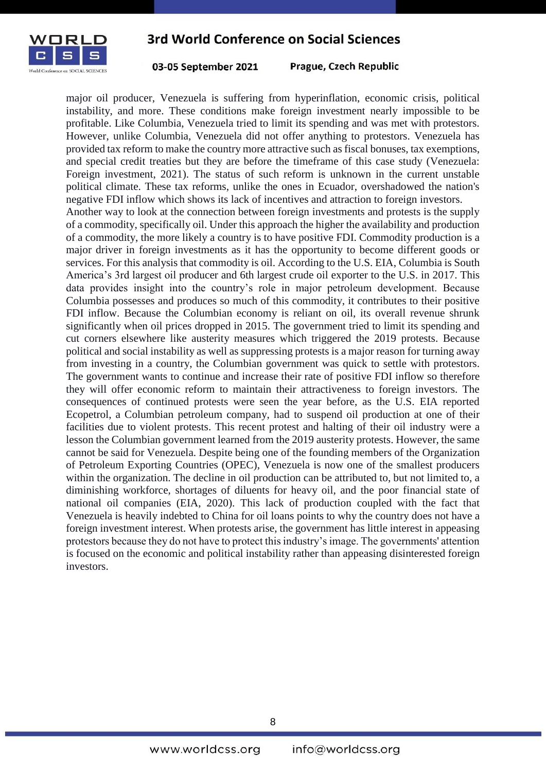major oil producer, Venezuela is suffering from hyperinflation, economic crisis, political instability, and more. These conditions make foreign investment nearly impossible to be profitable. Like Columbia, Venezuela tried to limit its spending and was met with protestors. However, unlike Columbia, Venezuela did not offer anything to protestors. Venezuela has provided tax reform to make the country more attractive such as fiscal bonuses, tax exemptions, and special credit treaties but they are before the timeframe of this case study (Venezuela: Foreign investment, 2021). The status of such reform is unknown in the current unstable political climate. These tax reforms, unlike the ones in Ecuador, overshadowed the nation's negative FDI inflow which shows its lack of incentives and attraction to foreign investors.

Another way to look at the connection between foreign investments and protests is the supply of a commodity, specifically oil. Under this approach the higher the availability and production of a commodity, the more likely a country is to have positive FDI. Commodity production is a major driver in foreign investments as it has the opportunity to become different goods or services. For this analysis that commodity is oil. According to the U.S. EIA, Columbia is South America's 3rd largest oil producer and 6th largest crude oil exporter to the U.S. in 2017. This data provides insight into the country's role in major petroleum development. Because Columbia possesses and produces so much of this commodity, it contributes to their positive FDI inflow. Because the Columbian economy is reliant on oil, its overall revenue shrunk significantly when oil prices dropped in 2015. The government tried to limit its spending and cut corners elsewhere like austerity measures which triggered the 2019 protests. Because political and social instability as well as suppressing protests is a major reason for turning away from investing in a country, the Columbian government was quick to settle with protestors. The government wants to continue and increase their rate of positive FDI inflow so therefore they will offer economic reform to maintain their attractiveness to foreign investors. The consequences of continued protests were seen the year before, as the U.S. EIA reported Ecopetrol, a Columbian petroleum company, had to suspend oil production at one of their facilities due to violent protests. This recent protest and halting of their oil industry were a lesson the Columbian government learned from the 2019 austerity protests. However, the same cannot be said for Venezuela. Despite being one of the founding members of the Organization of Petroleum Exporting Countries (OPEC), Venezuela is now one of the smallest producers within the organization. The decline in oil production can be attributed to, but not limited to, a diminishing workforce, shortages of diluents for heavy oil, and the poor financial state of national oil companies (EIA, 2020). This lack of production coupled with the fact that Venezuela is heavily indebted to China for oil loans points to why the country does not have a foreign investment interest. When protests arise, the government has little interest in appeasing protestors because they do not have to protect this industry's image. The governments' attention is focused on the economic and political instability rather than appeasing disinterested foreign investors.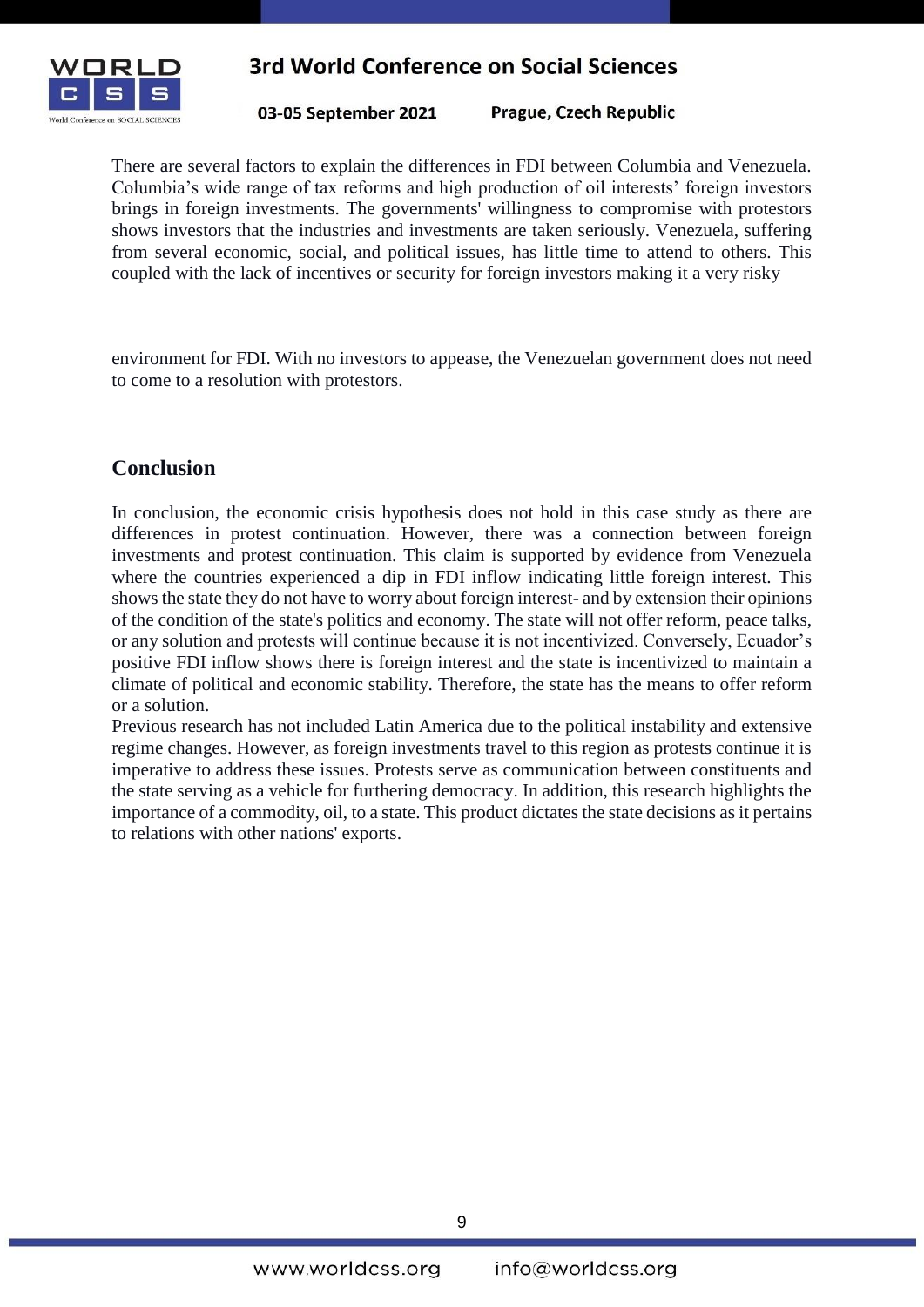There are several factors to explain the differences in FDI between Columbia and Venezuela. Columbia's wide range of tax reforms and high production of oil interests' foreign investors brings in foreign investments. The governments' willingness to compromise with protestors shows investors that the industries and investments are taken seriously. Venezuela, suffering from several economic, social, and political issues, has little time to attend to others. This coupled with the lack of incentives or security for foreign investors making it a very risky environment for FDI. With no investors to appease, the Venezuelan government does not need to come to a resolution with protestors.

## Conclusion

In conclusion, the economic crisis hypothesis does not hold in this case study as there are differences in protest continuation. However, there was a connection between foreign investments and protest continuation. This claim is supported by evidence from Venezuela where the countries experienced a dip in FDI inflow indicating little foreign interest. This shows the state they do not have to worry about foreign interest- and by extension their opinions of the condition of the state's politics and economy. The state will not offer reform, peace talks, or any solution and protests will continue because it is not incentivized. Conversely, Ecuador's positive FDI inflow shows there is foreign interest and the state is incentivized to maintain a climate of political and economic stability. Therefore, the state has the means to offer reform or a solution.

Previous research has not included Latin America due to the political instability and extensive regime changes. However, as foreign investments travel to this region as protests continue it is imperative to address these issues. Protests serve as communication between constituents and the state serving as a vehicle for furthering democracy. In addition, this research highlights the importance of a commodity, oil, to a state. This product dictates the state decisions as it pertains to relations with other nations' exports.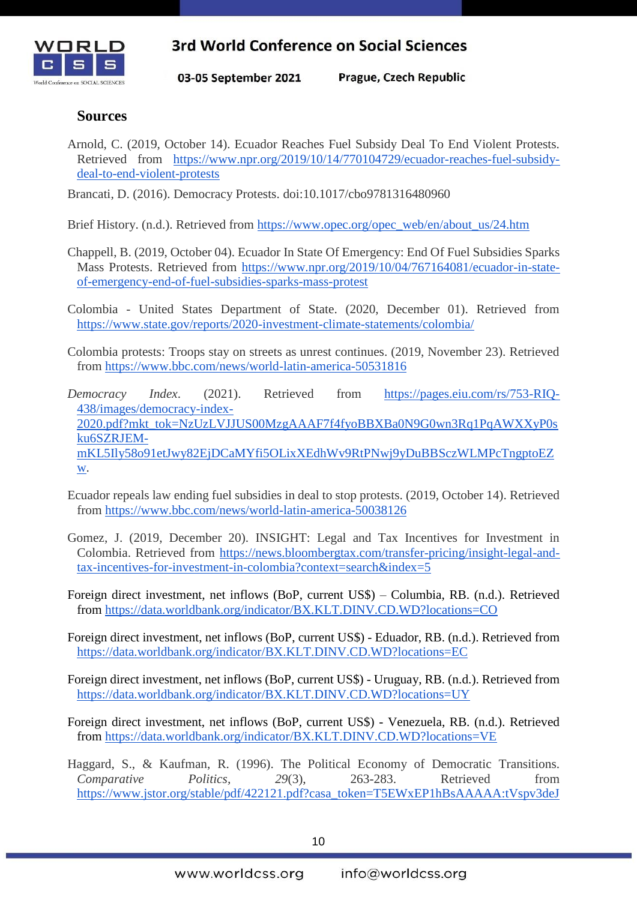## Sources

Arnold, C. (2019, October 14). Ecuador Reaches Fuel Subsidy Deal To End Violent Protests. Retrieved from https://www.npr.org/2019/10/14/770104729/ecuador-reaches-fuel-subsidy-deal-to-end-violent-protests

Brancati, D. (2016). Democracy Protests. doi:10.1017/cbo9781316480960

Brief History. (n.d.). Retrieved from https://www.opec.org/opec_web/en/about_us/24.htm

Chappell, B. (2019, October 04). Ecuador In State Of Emergency: End Of Fuel Subsidies Sparks Mass Protests. Retrieved from https://www.npr.org/2019/10/04/767164081/ecuador-in-state-of-emergency-end-of-fuel-subsidies-sparks-mass-protest

Colombia - United States Department of State. (2020, December 01). Retrieved from https://www.state.gov/reports/2020-investment-climate-statements/colombia/

Colombia protests: Troops stay on streets as unrest continues. (2019, November 23). Retrieved from https://www.bbc.com/news/world-latin-america-50531816

*Democracy Index*. (2021). Retrieved from https://pages.eiu.com/rs/753-RIQ-438/images/democracy-index-2020.pdf?mkt_tok=NzUzLVJJUS00MzgAAAF7f4fyoBBXBa0N9G0wn3Rq1PqAWXXyP0sku6SZRJEM-mKL5Ily58o91etJwy82EjDCaMYfi5OLixXEdhWv9RtPNwj9yDuBBSczWLMPcTngptoEZw.

Ecuador repeals law ending fuel subsidies in deal to stop protests. (2019, October 14). Retrieved from https://www.bbc.com/news/world-latin-america-50038126

Gomez, J. (2019, December 20). INSIGHT: Legal and Tax Incentives for Investment in Colombia. Retrieved from https://news.bloombergtax.com/transfer-pricing/insight-legal-and-tax-incentives-for-investment-in-colombia?context=search&index=5

Foreign direct investment, net inflows (BoP, current US$) – Columbia, RB. (n.d.). Retrieved from https://data.worldbank.org/indicator/BX.KLT.DINV.CD.WD?locations=CO

Foreign direct investment, net inflows (BoP, current US$) - Eduador, RB. (n.d.). Retrieved from https://data.worldbank.org/indicator/BX.KLT.DINV.CD.WD?locations=EC

Foreign direct investment, net inflows (BoP, current US$) - Uruguay, RB. (n.d.). Retrieved from https://data.worldbank.org/indicator/BX.KLT.DINV.CD.WD?locations=UY

Foreign direct investment, net inflows (BoP, current US$) - Venezuela, RB. (n.d.). Retrieved from https://data.worldbank.org/indicator/BX.KLT.DINV.CD.WD?locations=VE

Haggard, S., & Kaufman, R. (1996). The Political Economy of Democratic Transitions. *Comparative Politics*, *29*(3), 263-283. Retrieved from https://www.jstor.org/stable/pdf/422121.pdf?casa_token=T5EWxEP1hBsAAAAA:tVspv3deJ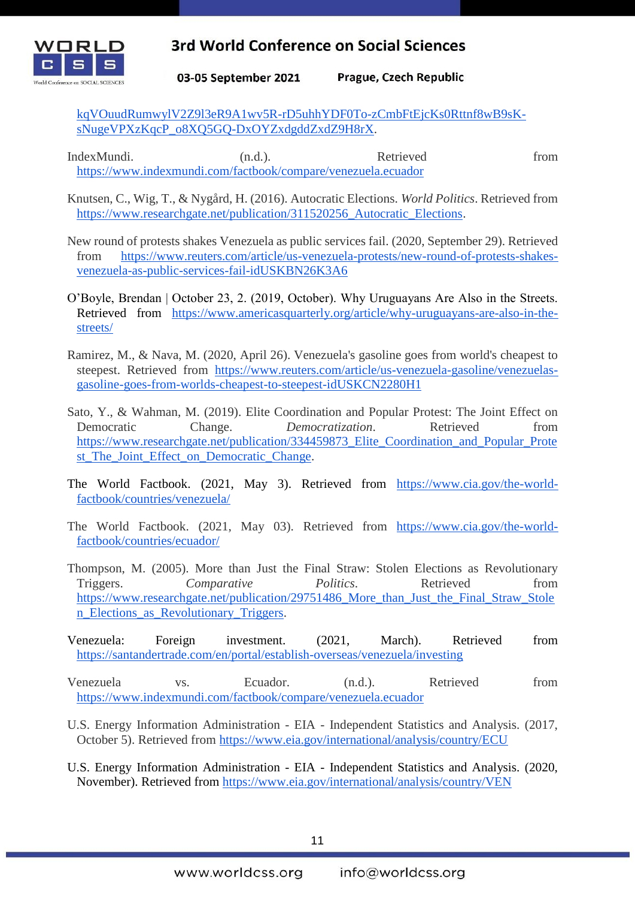kqVOuudRumwylV2Z9l3eR9A1wv5R-rD5uhhYDF0To-zCmbFtEjcKs0Rttnf8wB9sK-sNugeVPXzKqcP_o8XQ5GQ-DxOYZxdgddZxdZ9H8rX.

IndexMundi. (n.d.). Retrieved from https://www.indexmundi.com/factbook/compare/venezuela.ecuador

Knutsen, C., Wig, T., & Nygård, H. (2016). Autocratic Elections. *World Politics*. Retrieved from https://www.researchgate.net/publication/311520256_Autocratic_Elections.

New round of protests shakes Venezuela as public services fail. (2020, September 29). Retrieved from https://www.reuters.com/article/us-venezuela-protests/new-round-of-protests-shakes-venezuela-as-public-services-fail-idUSKBN26K3A6

O'Boyle, Brendan | October 23, 2. (2019, October). Why Uruguayans Are Also in the Streets. Retrieved from https://www.americasquarterly.org/article/why-uruguayans-are-also-in-the-streets/

Ramirez, M., & Nava, M. (2020, April 26). Venezuela's gasoline goes from world's cheapest to steepest. Retrieved from https://www.reuters.com/article/us-venezuela-gasoline/venezuelas-gasoline-goes-from-worlds-cheapest-to-steepest-idUSKCN2280H1

Sato, Y., & Wahman, M. (2019). Elite Coordination and Popular Protest: The Joint Effect on Democratic Change. *Democratization*. Retrieved from https://www.researchgate.net/publication/334459873_Elite_Coordination_and_Popular_Protest_The_Joint_Effect_on_Democratic_Change.

The World Factbook. (2021, May 3). Retrieved from https://www.cia.gov/the-world-factbook/countries/venezuela/

The World Factbook. (2021, May 03). Retrieved from https://www.cia.gov/the-world-factbook/countries/ecuador/

Thompson, M. (2005). More than Just the Final Straw: Stolen Elections as Revolutionary Triggers. *Comparative Politics*. Retrieved from https://www.researchgate.net/publication/29751486_More_than_Just_the_Final_Straw_Stolen_Elections_as_Revolutionary_Triggers.

Venezuela: Foreign investment. (2021, March). Retrieved from https://santandertrade.com/en/portal/establish-overseas/venezuela/investing

Venezuela vs. Ecuador. (n.d.). Retrieved from https://www.indexmundi.com/factbook/compare/venezuela.ecuador

U.S. Energy Information Administration - EIA - Independent Statistics and Analysis. (2017, October 5). Retrieved from https://www.eia.gov/international/analysis/country/ECU

U.S. Energy Information Administration - EIA - Independent Statistics and Analysis. (2020, November). Retrieved from https://www.eia.gov/international/analysis/country/VEN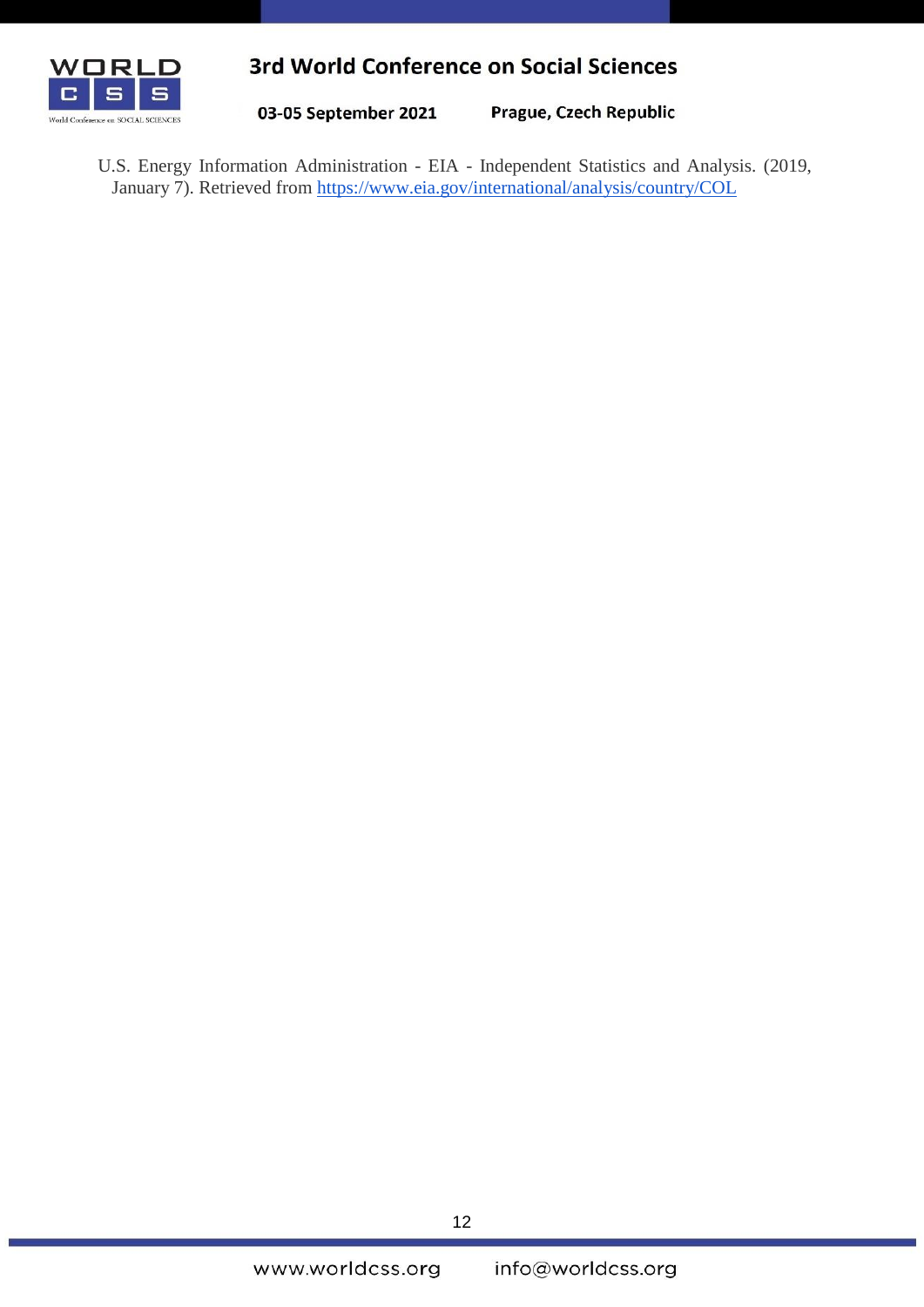U.S. Energy Information Administration - EIA - Independent Statistics and Analysis. (2019, January 7). Retrieved from https://www.eia.gov/international/analysis/country/COL